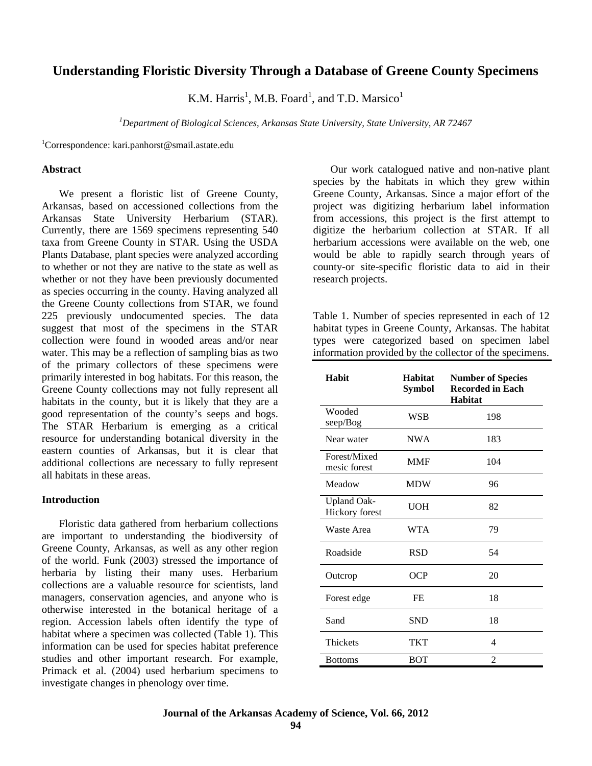# Understanding Floristic Diversity Through a Database of Greene County Specimens

K.M. Harris[1], M.B. Foard[1], and T.D. Marsico[1]

[1]*Department of Biological Sciences, Arkansas State University, State University, AR 72467*

[1]Correspondence: kari.panhorst@smail.astate.edu

## Abstract

We present a floristic list of Greene County, Arkansas, based on accessioned collections from the Arkansas State University Herbarium (STAR). Currently, there are 1569 specimens representing 540 taxa from Greene County in STAR. Using the USDA Plants Database, plant species were analyzed according to whether or not they are native to the state as well as whether or not they have been previously documented as species occurring in the county. Having analyzed all the Greene County collections from STAR, we found 225 previously undocumented species. The data suggest that most of the specimens in the STAR collection were found in wooded areas and/or near water. This may be a reflection of sampling bias as two of the primary collectors of these specimens were primarily interested in bog habitats. For this reason, the Greene County collections may not fully represent all habitats in the county, but it is likely that they are a good representation of the county's seeps and bogs. The STAR Herbarium is emerging as a critical resource for understanding botanical diversity in the eastern counties of Arkansas, but it is clear that additional collections are necessary to fully represent all habitats in these areas.

## Introduction

Floristic data gathered from herbarium collections are important to understanding the biodiversity of Greene County, Arkansas, as well as any other region of the world. Funk (2003) stressed the importance of herbaria by listing their many uses. Herbarium collections are a valuable resource for scientists, land managers, conservation agencies, and anyone who is otherwise interested in the botanical heritage of a region. Accession labels often identify the type of habitat where a specimen was collected (Table 1). This information can be used for species habitat preference studies and other important research. For example, Primack et al. (2004) used herbarium specimens to investigate changes in phenology over time.

Our work catalogued native and non-native plant species by the habitats in which they grew within Greene County, Arkansas. Since a major effort of the project was digitizing herbarium label information from accessions, this project is the first attempt to digitize the herbarium collection at STAR. If all herbarium accessions were available on the web, one would be able to rapidly search through years of county-or site-specific floristic data to aid in their research projects.

Table 1. Number of species represented in each of 12 habitat types in Greene County, Arkansas. The habitat types were categorized based on specimen label information provided by the collector of the specimens.

| Habit | Habitat Symbol | Number of Species Recorded in Each Habitat |
|---|---|---|
| Wooded seep/Bog | WSB | 198 |
| Near water | NWA | 183 |
| Forest/Mixed mesic forest | MMF | 104 |
| Meadow | MDW | 96 |
| Upland Oak-Hickory forest | UOH | 82 |
| Waste Area | WTA | 79 |
| Roadside | RSD | 54 |
| Outcrop | OCP | 20 |
| Forest edge | FE | 18 |
| Sand | SND | 18 |
| Thickets | TKT | 4 |
| Bottoms | BOT | 2 |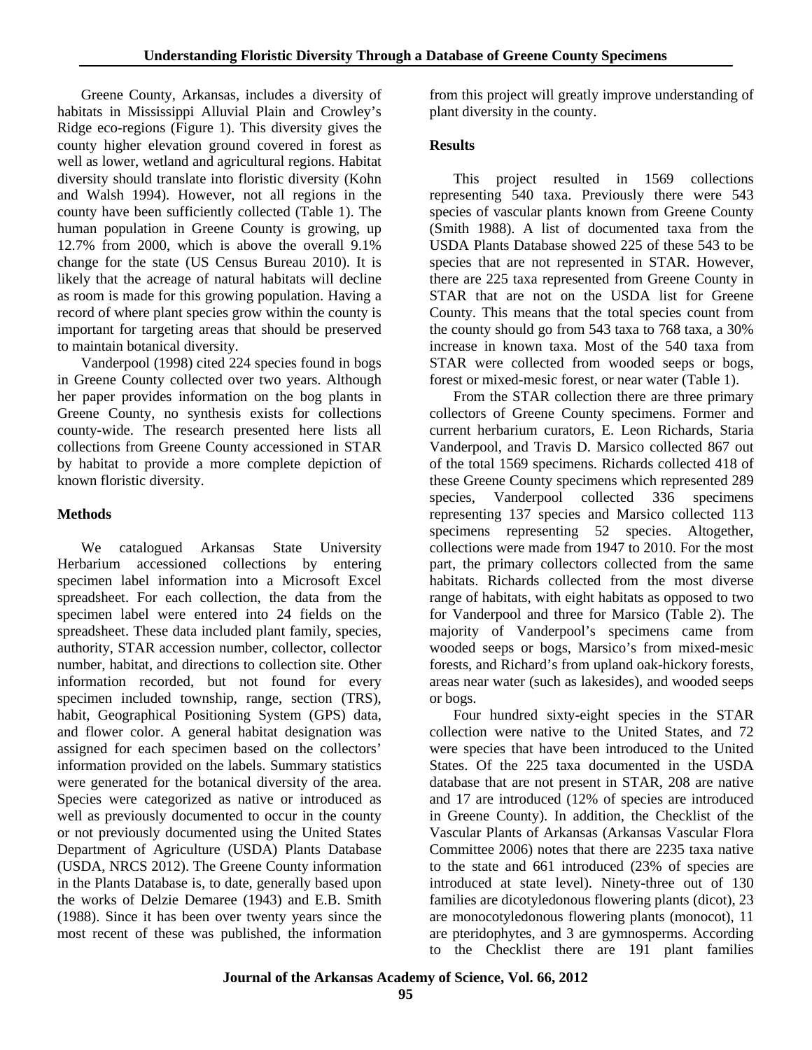Greene County, Arkansas, includes a diversity of habitats in Mississippi Alluvial Plain and Crowley's Ridge eco-regions (Figure 1). This diversity gives the county higher elevation ground covered in forest as well as lower, wetland and agricultural regions. Habitat diversity should translate into floristic diversity (Kohn and Walsh 1994). However, not all regions in the county have been sufficiently collected (Table 1). The human population in Greene County is growing, up 12.7% from 2000, which is above the overall 9.1% change for the state (US Census Bureau 2010). It is likely that the acreage of natural habitats will decline as room is made for this growing population. Having a record of where plant species grow within the county is important for targeting areas that should be preserved to maintain botanical diversity.

Vanderpool (1998) cited 224 species found in bogs in Greene County collected over two years. Although her paper provides information on the bog plants in Greene County, no synthesis exists for collections county-wide. The research presented here lists all collections from Greene County accessioned in STAR by habitat to provide a more complete depiction of known floristic diversity.

## Methods

We catalogued Arkansas State University Herbarium accessioned collections by entering specimen label information into a Microsoft Excel spreadsheet. For each collection, the data from the specimen label were entered into 24 fields on the spreadsheet. These data included plant family, species, authority, STAR accession number, collector, collector number, habitat, and directions to collection site. Other information recorded, but not found for every specimen included township, range, section (TRS), habit, Geographical Positioning System (GPS) data, and flower color. A general habitat designation was assigned for each specimen based on the collectors' information provided on the labels. Summary statistics were generated for the botanical diversity of the area. Species were categorized as native or introduced as well as previously documented to occur in the county or not previously documented using the United States Department of Agriculture (USDA) Plants Database (USDA, NRCS 2012). The Greene County information in the Plants Database is, to date, generally based upon the works of Delzie Demaree (1943) and E.B. Smith (1988). Since it has been over twenty years since the most recent of these was published, the information from this project will greatly improve understanding of plant diversity in the county.

## Results

This project resulted in 1569 collections representing 540 taxa. Previously there were 543 species of vascular plants known from Greene County (Smith 1988). A list of documented taxa from the USDA Plants Database showed 225 of these 543 to be species that are not represented in STAR. However, there are 225 taxa represented from Greene County in STAR that are not on the USDA list for Greene County. This means that the total species count from the county should go from 543 taxa to 768 taxa, a 30% increase in known taxa. Most of the 540 taxa from STAR were collected from wooded seeps or bogs, forest or mixed-mesic forest, or near water (Table 1).

From the STAR collection there are three primary collectors of Greene County specimens. Former and current herbarium curators, E. Leon Richards, Staria Vanderpool, and Travis D. Marsico collected 867 out of the total 1569 specimens. Richards collected 418 of these Greene County specimens which represented 289 species, Vanderpool collected 336 specimens representing 137 species and Marsico collected 113 specimens representing 52 species. Altogether, collections were made from 1947 to 2010. For the most part, the primary collectors collected from the same habitats. Richards collected from the most diverse range of habitats, with eight habitats as opposed to two for Vanderpool and three for Marsico (Table 2). The majority of Vanderpool's specimens came from wooded seeps or bogs, Marsico's from mixed-mesic forests, and Richard's from upland oak-hickory forests, areas near water (such as lakesides), and wooded seeps or bogs.

Four hundred sixty-eight species in the STAR collection were native to the United States, and 72 were species that have been introduced to the United States. Of the 225 taxa documented in the USDA database that are not present in STAR, 208 are native and 17 are introduced (12% of species are introduced in Greene County). In addition, the Checklist of the Vascular Plants of Arkansas (Arkansas Vascular Flora Committee 2006) notes that there are 2235 taxa native to the state and 661 introduced (23% of species are introduced at state level). Ninety-three out of 130 families are dicotyledonous flowering plants (dicot), 23 are monocotyledonous flowering plants (monocot), 11 are pteridophytes, and 3 are gymnosperms. According to the Checklist there are 191 plant families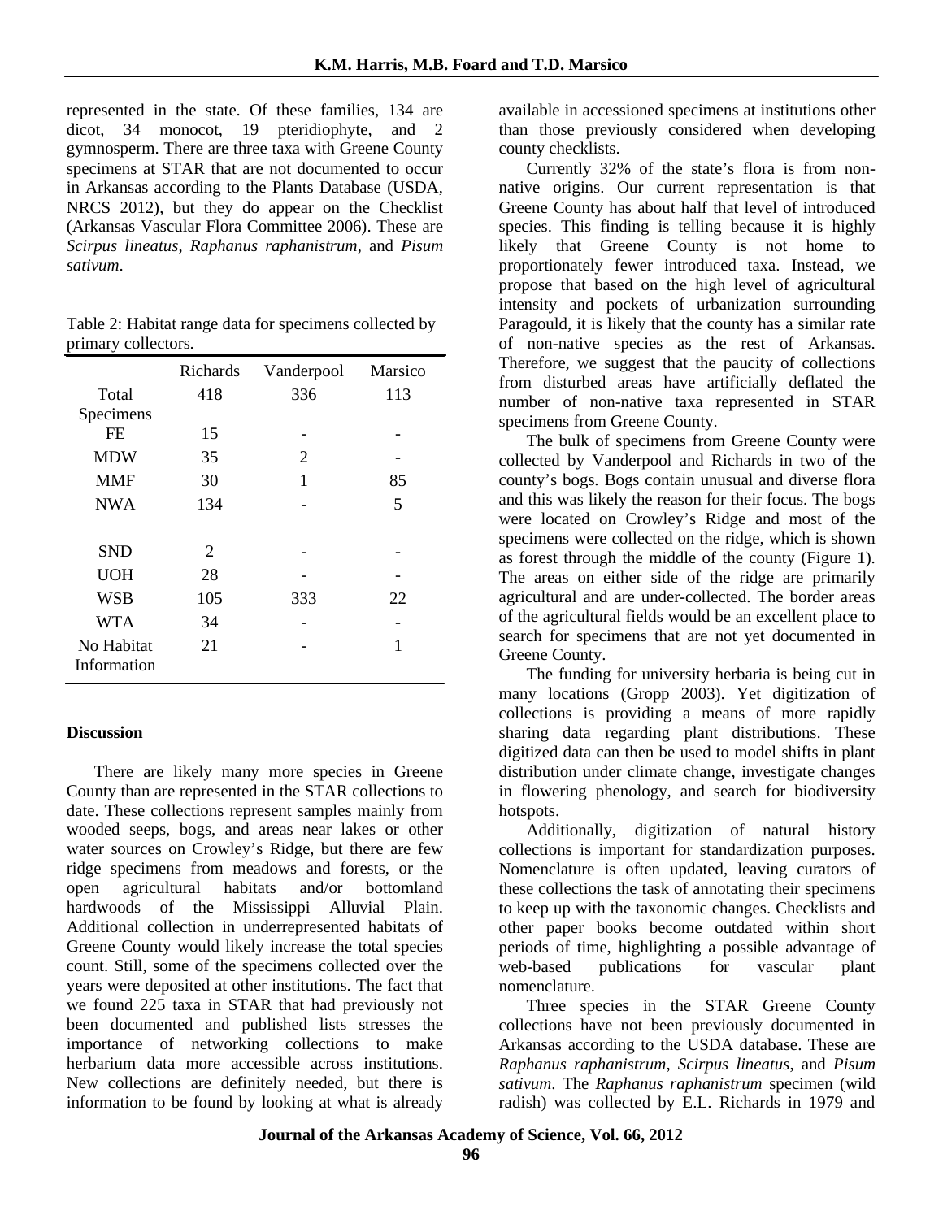represented in the state. Of these families, 134 are dicot, 34 monocot, 19 pteridiophyte, and 2 gymnosperm. There are three taxa with Greene County specimens at STAR that are not documented to occur in Arkansas according to the Plants Database (USDA, NRCS 2012), but they do appear on the Checklist (Arkansas Vascular Flora Committee 2006). These are *Scirpus lineatus*, *Raphanus raphanistrum*, and *Pisum sativum*.

Table 2: Habitat range data for specimens collected by primary collectors.

| | Richards | Vanderpool | Marsico |
|---|---|---|---|
| Total Specimens | 418 | 336 | 113 |
| FE | 15 | - | - |
| MDW | 35 | 2 | - |
| MMF | 30 | 1 | 85 |
| NWA | 134 | - | 5 |
| SND | 2 | - | - |
| UOH | 28 | - | - |
| WSB | 105 | 333 | 22 |
| WTA | 34 | - | - |
| No Habitat Information | 21 | - | 1 |

## Discussion

There are likely many more species in Greene County than are represented in the STAR collections to date. These collections represent samples mainly from wooded seeps, bogs, and areas near lakes or other water sources on Crowley's Ridge, but there are few ridge specimens from meadows and forests, or the open agricultural habitats and/or bottomland hardwoods of the Mississippi Alluvial Plain. Additional collection in underrepresented habitats of Greene County would likely increase the total species count. Still, some of the specimens collected over the years were deposited at other institutions. The fact that we found 225 taxa in STAR that had previously not been documented and published lists stresses the importance of networking collections to make herbarium data more accessible across institutions. New collections are definitely needed, but there is information to be found by looking at what is already available in accessioned specimens at institutions other than those previously considered when developing county checklists.

Currently 32% of the state's flora is from non-native origins. Our current representation is that Greene County has about half that level of introduced species. This finding is telling because it is highly likely that Greene County is not home to proportionately fewer introduced taxa. Instead, we propose that based on the high level of agricultural intensity and pockets of urbanization surrounding Paragould, it is likely that the county has a similar rate of non-native species as the rest of Arkansas. Therefore, we suggest that the paucity of collections from disturbed areas have artificially deflated the number of non-native taxa represented in STAR specimens from Greene County.

The bulk of specimens from Greene County were collected by Vanderpool and Richards in two of the county's bogs. Bogs contain unusual and diverse flora and this was likely the reason for their focus. The bogs were located on Crowley's Ridge and most of the specimens were collected on the ridge, which is shown as forest through the middle of the county (Figure 1). The areas on either side of the ridge are primarily agricultural and are under-collected. The border areas of the agricultural fields would be an excellent place to search for specimens that are not yet documented in Greene County.

The funding for university herbaria is being cut in many locations (Gropp 2003). Yet digitization of collections is providing a means of more rapidly sharing data regarding plant distributions. These digitized data can then be used to model shifts in plant distribution under climate change, investigate changes in flowering phenology, and search for biodiversity hotspots.

Additionally, digitization of natural history collections is important for standardization purposes. Nomenclature is often updated, leaving curators of these collections the task of annotating their specimens to keep up with the taxonomic changes. Checklists and other paper books become outdated within short periods of time, highlighting a possible advantage of web-based publications for vascular plant nomenclature.

Three species in the STAR Greene County collections have not been previously documented in Arkansas according to the USDA database. These are *Raphanus raphanistrum*, *Scirpus lineatus*, and *Pisum sativum*. The *Raphanus raphanistrum* specimen (wild radish) was collected by E.L. Richards in 1979 and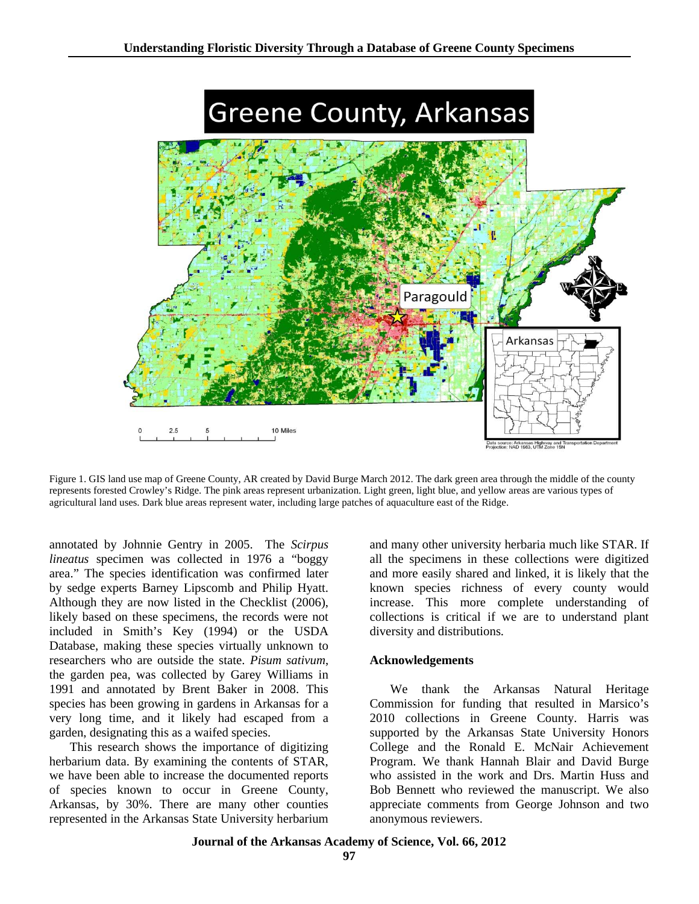Figure 1. GIS land use map of Greene County, AR created by David Burge March 2012. The dark green area through the middle of the county represents forested Crowley's Ridge. The pink areas represent urbanization. Light green, light blue, and yellow areas are various types of agricultural land uses. Dark blue areas represent water, including large patches of aquaculture east of the Ridge.

annotated by Johnnie Gentry in 2005. The *Scirpus lineatus* specimen was collected in 1976 a "boggy area." The species identification was confirmed later by sedge experts Barney Lipscomb and Philip Hyatt. Although they are now listed in the Checklist (2006), likely based on these specimens, the records were not included in Smith's Key (1994) or the USDA Database, making these species virtually unknown to researchers who are outside the state. *Pisum sativum*, the garden pea, was collected by Garey Williams in 1991 and annotated by Brent Baker in 2008. This species has been growing in gardens in Arkansas for a very long time, and it likely had escaped from a garden, designating this as a waifed species.

This research shows the importance of digitizing herbarium data. By examining the contents of STAR, we have been able to increase the documented reports of species known to occur in Greene County, Arkansas, by 30%. There are many other counties represented in the Arkansas State University herbarium and many other university herbaria much like STAR. If all the specimens in these collections were digitized and more easily shared and linked, it is likely that the known species richness of every county would increase. This more complete understanding of collections is critical if we are to understand plant diversity and distributions.

**Acknowledgements**

We thank the Arkansas Natural Heritage Commission for funding that resulted in Marsico's 2010 collections in Greene County. Harris was supported by the Arkansas State University Honors College and the Ronald E. McNair Achievement Program. We thank Hannah Blair and David Burge who assisted in the work and Drs. Martin Huss and Bob Bennett who reviewed the manuscript. We also appreciate comments from George Johnson and two anonymous reviewers.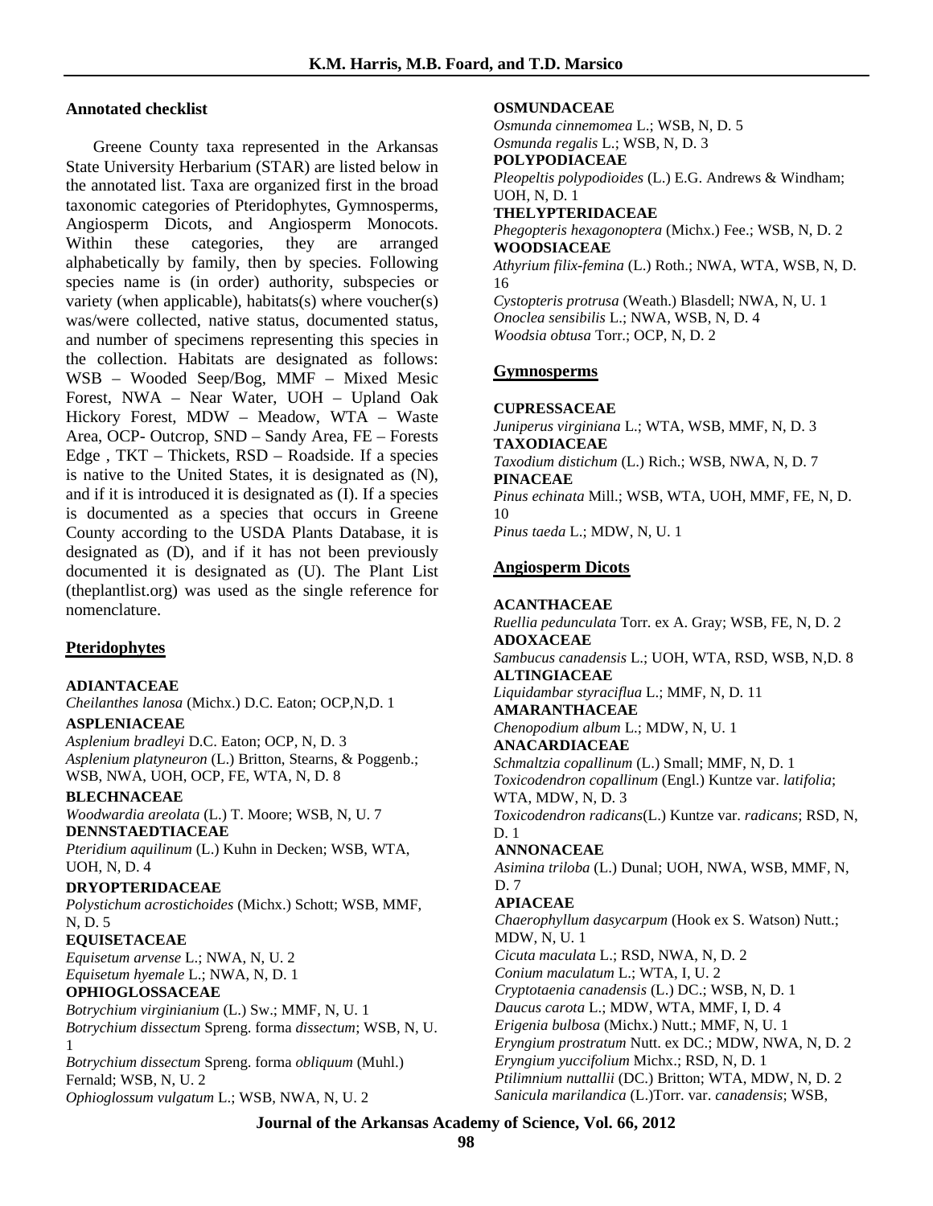## Annotated checklist

Greene County taxa represented in the Arkansas State University Herbarium (STAR) are listed below in the annotated list. Taxa are organized first in the broad taxonomic categories of Pteridophytes, Gymnosperms, Angiosperm Dicots, and Angiosperm Monocots. Within these categories, they are arranged alphabetically by family, then by species. Following species name is (in order) authority, subspecies or variety (when applicable), habitats(s) where voucher(s) was/were collected, native status, documented status, and number of specimens representing this species in the collection. Habitats are designated as follows: WSB – Wooded Seep/Bog, MMF – Mixed Mesic Forest, NWA – Near Water, UOH – Upland Oak Hickory Forest, MDW – Meadow, WTA – Waste Area, OCP- Outcrop, SND – Sandy Area, FE – Forests Edge , TKT – Thickets, RSD – Roadside. If a species is native to the United States, it is designated as (N), and if it is introduced it is designated as (I). If a species is documented as a species that occurs in Greene County according to the USDA Plants Database, it is designated as (D), and if it has not been previously documented it is designated as (U). The Plant List (theplantlist.org) was used as the single reference for nomenclature.

## Pteridophytes

**ADIANTACEAE**
*Cheilanthes lanosa* (Michx.) D.C. Eaton; OCP,N,D. 1
**ASPLENIACEAE**
*Asplenium bradleyi* D.C. Eaton; OCP, N, D. 3
*Asplenium platyneuron* (L.) Britton, Stearns, & Poggenb.; WSB, NWA, UOH, OCP, FE, WTA, N, D. 8
**BLECHNACEAE**
*Woodwardia areolata* (L.) T. Moore; WSB, N, U. 7
**DENNSTAEDTIACEAE**
*Pteridium aquilinum* (L.) Kuhn in Decken; WSB, WTA, UOH, N, D. 4
**DRYOPTERIDACEAE**
*Polystichum acrostichoides* (Michx.) Schott; WSB, MMF, N, D. 5
**EQUISETACEAE**
*Equisetum arvense* L.; NWA, N, U. 2
*Equisetum hyemale* L.; NWA, N, D. 1
**OPHIOGLOSSACEAE**
*Botrychium virginianium* (L.) Sw.; MMF, N, U. 1
*Botrychium dissectum* Spreng. forma *dissectum*; WSB, N, U. 1
*Botrychium dissectum* Spreng. forma *obliquum* (Muhl.) Fernald; WSB, N, U. 2
*Ophioglossum vulgatum* L.; WSB, NWA, N, U. 2
**OSMUNDACEAE**
*Osmunda cinnemomea* L.; WSB, N, D. 5
*Osmunda regalis* L.; WSB, N, D. 3
**POLYPODIACEAE**
*Pleopeltis polypodioides* (L.) E.G. Andrews & Windham; UOH, N, D. 1
**THELYPTERIDACEAE**
*Phegopteris hexagonoptera* (Michx.) Fee.; WSB, N, D. 2
**WOODSIACEAE**
*Athyrium filix-femina* (L.) Roth.; NWA, WTA, WSB, N, D. 16
*Cystopteris protrusa* (Weath.) Blasdell; NWA, N, U. 1
*Onoclea sensibilis* L.; NWA, WSB, N, D. 4
*Woodsia obtusa* Torr.; OCP, N, D. 2

## Gymnosperms

**CUPRESSACEAE**
*Juniperus virginiana* L.; WTA, WSB, MMF, N, D. 3
**TAXODIACEAE**
*Taxodium distichum* (L.) Rich.; WSB, NWA, N, D. 7
**PINACEAE**
*Pinus echinata* Mill.; WSB, WTA, UOH, MMF, FE, N, D. 10
*Pinus taeda* L.; MDW, N, U. 1

## Angiosperm Dicots

**ACANTHACEAE**
*Ruellia pedunculata* Torr. ex A. Gray; WSB, FE, N, D. 2
**ADOXACEAE**
*Sambucus canadensis* L.; UOH, WTA, RSD, WSB, N,D. 8
**ALTINGIACEAE**
*Liquidambar styraciflua* L.; MMF, N, D. 11
**AMARANTHACEAE**
*Chenopodium album* L.; MDW, N, U. 1
**ANACARDIACEAE**
*Schmaltzia copallinum* (L.) Small; MMF, N, D. 1
*Toxicodendron copallinum* (Engl.) Kuntze var. *latifolia*; WTA, MDW, N, D. 3
*Toxicodendron radicans*(L.) Kuntze var. *radicans*; RSD, N, D. 1
**ANNONACEAE**
*Asimina triloba* (L.) Dunal; UOH, NWA, WSB, MMF, N, D. 7
**APIACEAE**
*Chaerophyllum dasycarpum* (Hook ex S. Watson) Nutt.; MDW, N, U. 1
*Cicuta maculata* L.; RSD, NWA, N, D. 2
*Conium maculatum* L.; WTA, I, U. 2
*Cryptotaenia canadensis* (L.) DC.; WSB, N, D. 1
*Daucus carota* L.; MDW, WTA, MMF, I, D. 4
*Erigenia bulbosa* (Michx.) Nutt.; MMF, N, U. 1
*Eryngium prostratum* Nutt. ex DC.; MDW, NWA, N, D. 2
*Eryngium yuccifolium* Michx.; RSD, N, D. 1
*Ptilimnium nuttallii* (DC.) Britton; WTA, MDW, N, D. 2
*Sanicula marilandica* (L.)Torr. var. *canadensis*; WSB,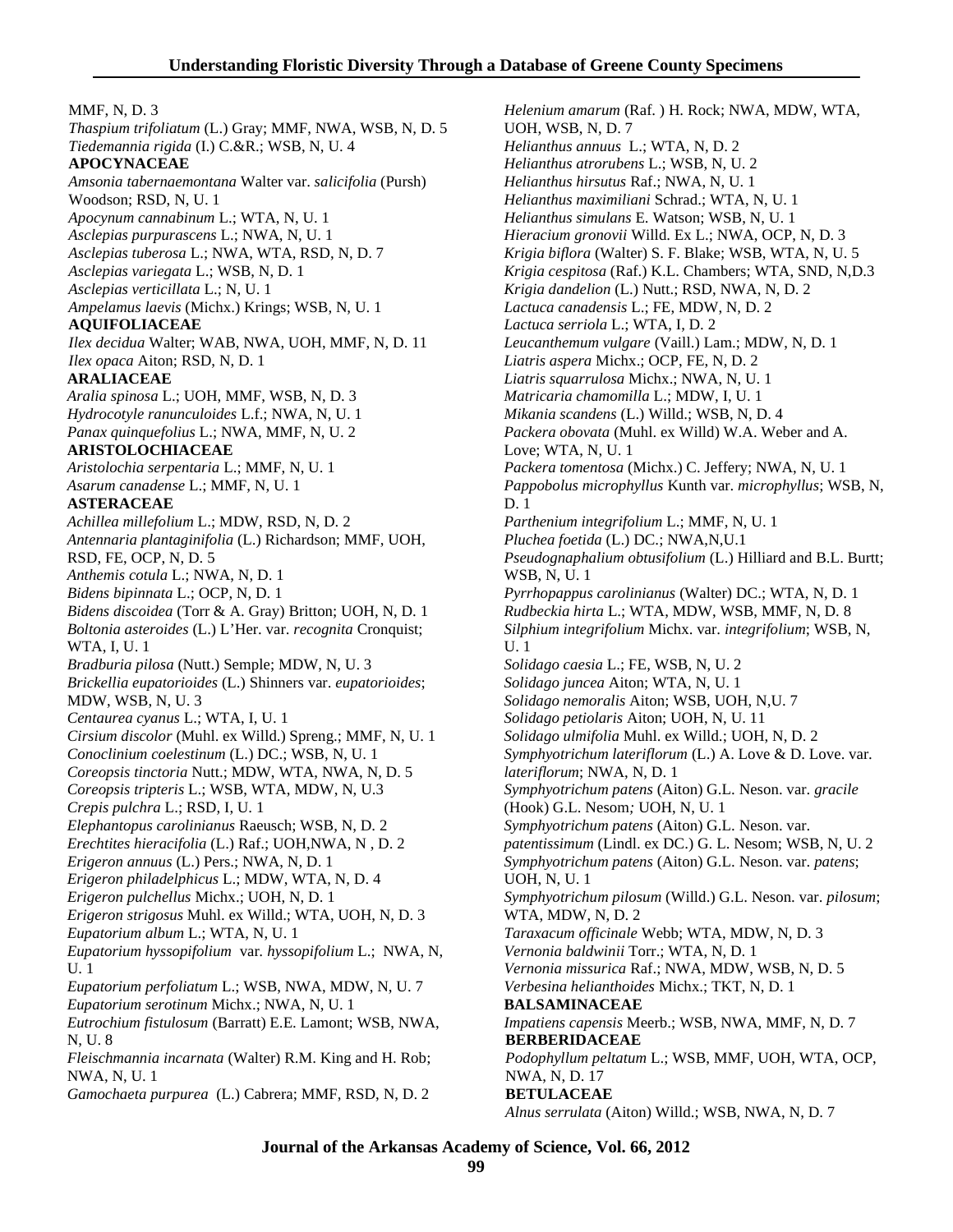MMF, N, D. 3
*Thaspium trifoliatum* (L.) Gray; MMF, NWA, WSB, N, D. 5
*Tiedemannia rigida* (I.) C.&R.; WSB, N, U. 4

**APOCYNACEAE**

*Amsonia tabernaemontana* Walter var. *salicifolia* (Pursh) Woodson; RSD, N, U. 1
*Apocynum cannabinum* L.; WTA, N, U. 1
*Asclepias purpurascens* L.; NWA, N, U. 1
*Asclepias tuberosa* L.; NWA, WTA, RSD, N, D. 7
*Asclepias variegata* L.; WSB, N, D. 1
*Asclepias verticillata* L.; N, U. 1
*Ampelamus laevis* (Michx.) Krings; WSB, N, U. 1

**AQUIFOLIACEAE**

*Ilex decidua* Walter; WAB, NWA, UOH, MMF, N, D. 11
*Ilex opaca* Aiton; RSD, N, D. 1

**ARALIACEAE**

*Aralia spinosa* L.; UOH, MMF, WSB, N, D. 3
*Hydrocotyle ranunculoides* L.f.; NWA, N, U. 1
*Panax quinquefolius* L.; NWA, MMF, N, U. 2

**ARISTOLOCHIACEAE**

*Aristolochia serpentaria* L.; MMF, N, U. 1
*Asarum canadense* L.; MMF, N, U. 1

**ASTERACEAE**

*Achillea millefolium* L.; MDW, RSD, N, D. 2
*Antennaria plantaginifolia* (L.) Richardson; MMF, UOH, RSD, FE, OCP, N, D. 5
*Anthemis cotula* L.; NWA, N, D. 1
*Bidens bipinnata* L.; OCP, N, D. 1
*Bidens discoidea* (Torr & A. Gray) Britton; UOH, N, D. 1
*Boltonia asteroides* (L.) L'Her. var. *recognita* Cronquist; WTA, I, U. 1
*Bradburia pilosa* (Nutt.) Semple; MDW, N, U. 3
*Brickellia eupatorioides* (L.) Shinners var. *eupatorioides*; MDW, WSB, N, U. 3
*Centaurea cyanus* L.; WTA, I, U. 1
*Cirsium discolor* (Muhl. ex Willd.) Spreng.; MMF, N, U. 1
*Conoclinium coelestinum* (L.) DC.; WSB, N, U. 1
*Coreopsis tinctoria* Nutt.; MDW, WTA, NWA, N, D. 5
*Coreopsis tripteris* L.; WSB, WTA, MDW, N, U.3
*Crepis pulchra* L.; RSD, I, U. 1
*Elephantopus carolinianus* Raeusch; WSB, N, D. 2
*Erechtites hieracifolia* (L.) Raf.; UOH,NWA, N , D. 2
*Erigeron annuus* (L.) Pers.; NWA, N, D. 1
*Erigeron philadelphicus* L.; MDW, WTA, N, D. 4
*Erigeron pulchellus* Michx.; UOH, N, D. 1
*Erigeron strigosus* Muhl. ex Willd.; WTA, UOH, N, D. 3
*Eupatorium album* L.; WTA, N, U. 1
*Eupatorium hyssopifolium* var. *hyssopifolium* L.; NWA, N, U. 1
*Eupatorium perfoliatum* L.; WSB, NWA, MDW, N, U. 7
*Eupatorium serotinum* Michx.; NWA, N, U. 1
*Eutrochium fistulosum* (Barratt) E.E. Lamont; WSB, NWA, N, U. 8
*Fleischmannia incarnata* (Walter) R.M. King and H. Rob; NWA, N, U. 1
*Gamochaeta purpurea* (L.) Cabrera; MMF, RSD, N, D. 2
*Helenium amarum* (Raf. ) H. Rock; NWA, MDW, WTA, UOH, WSB, N, D. 7
*Helianthus annuus* L.; WTA, N, D. 2
*Helianthus atrorubens* L.; WSB, N, U. 2
*Helianthus hirsutus* Raf.; NWA, N, U. 1
*Helianthus maximiliani* Schrad.; WTA, N, U. 1
*Helianthus simulans* E. Watson; WSB, N, U. 1
*Hieracium gronovii* Willd. Ex L.; NWA, OCP, N, D. 3
*Krigia biflora* (Walter) S. F. Blake; WSB, WTA, N, U. 5
*Krigia cespitosa* (Raf.) K.L. Chambers; WTA, SND, N,D.3
*Krigia dandelion* (L.) Nutt.; RSD, NWA, N, D. 2
*Lactuca canadensis* L.; FE, MDW, N, D. 2
*Lactuca serriola* L.; WTA, I, D. 2
*Leucanthemum vulgare* (Vaill.) Lam.; MDW, N, D. 1
*Liatris aspera* Michx.; OCP, FE, N, D. 2
*Liatris squarrulosa* Michx.; NWA, N, U. 1
*Matricaria chamomilla* L.; MDW, I, U. 1
*Mikania scandens* (L.) Willd.; WSB, N, D. 4
*Packera obovata* (Muhl. ex Willd) W.A. Weber and A. Love; WTA, N, U. 1
*Packera tomentosa* (Michx.) C. Jeffery; NWA, N, U. 1
*Pappobolus microphyllus* Kunth var. *microphyllus*; WSB, N, D. 1
*Parthenium integrifolium* L.; MMF, N, U. 1
*Pluchea foetida* (L.) DC.; NWA,N,U.1
*Pseudognaphalium obtusifolium* (L.) Hilliard and B.L. Burtt; WSB, N, U. 1
*Pyrrhopappus carolinianus* (Walter) DC.; WTA, N, D. 1
*Rudbeckia hirta* L.; WTA, MDW, WSB, MMF, N, D. 8
*Silphium integrifolium* Michx. var. *integrifolium*; WSB, N, U. 1
*Solidago caesia* L.; FE, WSB, N, U. 2
*Solidago juncea* Aiton; WTA, N, U. 1
*Solidago nemoralis* Aiton; WSB, UOH, N,U. 7
*Solidago petiolaris* Aiton; UOH, N, U. 11
*Solidago ulmifolia* Muhl. ex Willd.; UOH, N, D. 2
*Symphyotrichum lateriflorum* (L.) A. Love & D. Love. var. *lateriflorum*; NWA, N, D. 1
*Symphyotrichum patens* (Aiton) G.L. Neson. var. *gracile* (Hook) G.L. Nesom*;* UOH, N, U. 1
*Symphyotrichum patens* (Aiton) G.L. Neson. var. *patentissimum* (Lindl. ex DC.) G. L. Nesom; WSB, N, U. 2
*Symphyotrichum patens* (Aiton) G.L. Neson. var. *patens*; UOH, N, U. 1
*Symphyotrichum pilosum* (Willd.) G.L. Neson. var. *pilosum*; WTA, MDW, N, D. 2
*Taraxacum officinale* Webb; WTA, MDW, N, D. 3
*Vernonia baldwinii* Torr.; WTA, N, D. 1
*Vernonia missurica* Raf.; NWA, MDW, WSB, N, D. 5
*Verbesina helianthoides* Michx.; TKT, N, D. 1

**BALSAMINACEAE**

*Impatiens capensis* Meerb.; WSB, NWA, MMF, N, D. 7

**BERBERIDACEAE**

*Podophyllum peltatum* L.; WSB, MMF, UOH, WTA, OCP, NWA, N, D. 17

**BETULACEAE**

*Alnus serrulata* (Aiton) Willd.; WSB, NWA, N, D. 7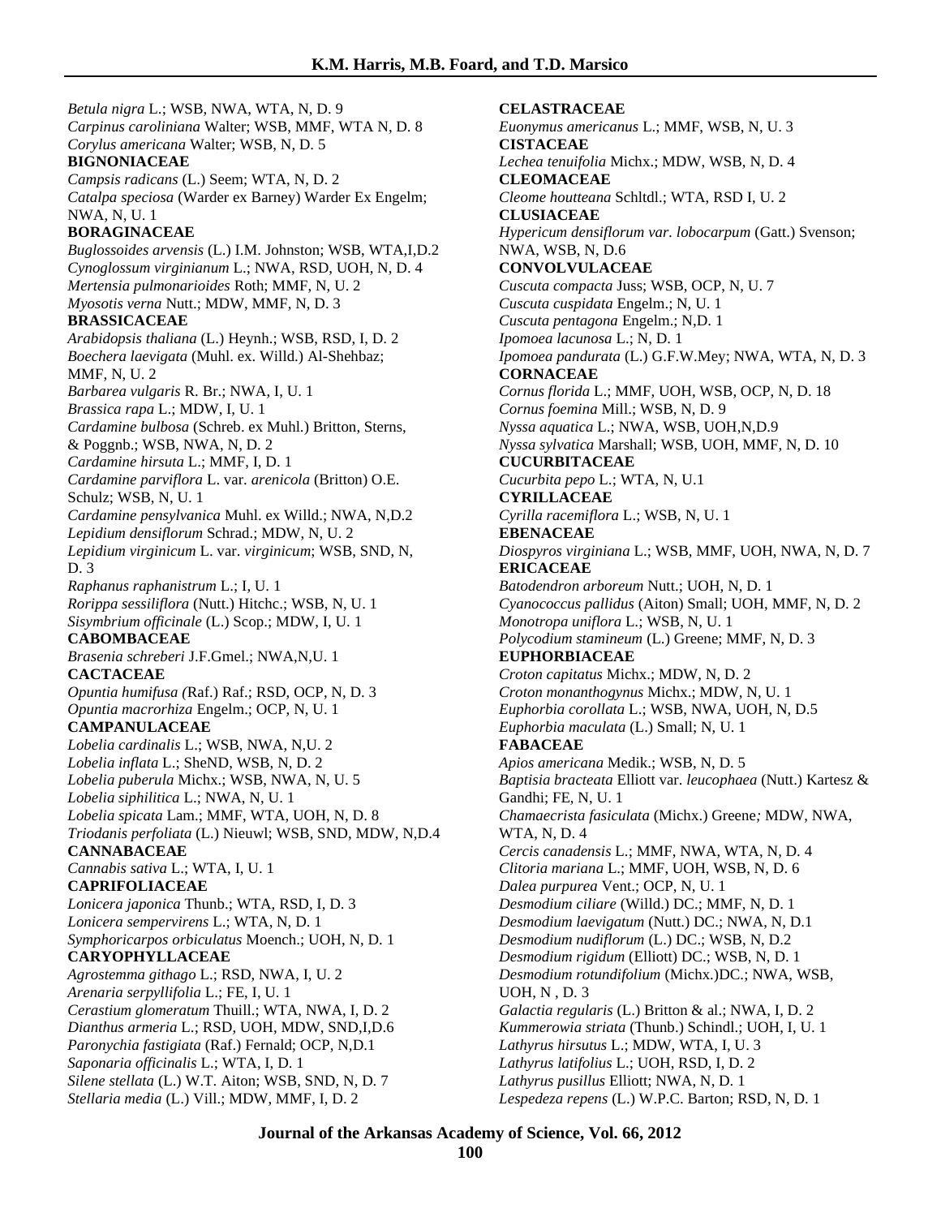*Betula nigra* L.; WSB, NWA, WTA, N, D. 9
*Carpinus caroliniana* Walter; WSB, MMF, WTA N, D. 8
*Corylus americana* Walter; WSB, N, D. 5
**BIGNONIACEAE**
*Campsis radicans* (L.) Seem; WTA, N, D. 2
*Catalpa speciosa* (Warder ex Barney) Warder Ex Engelm; NWA, N, U. 1
**BORAGINACEAE**
*Buglossoides arvensis* (L.) I.M. Johnston; WSB, WTA,I,D.2
*Cynoglossum virginianum* L.; NWA, RSD, UOH, N, D. 4
*Mertensia pulmonarioides* Roth; MMF, N, U. 2
*Myosotis verna* Nutt.; MDW, MMF, N, D. 3
**BRASSICACEAE**
*Arabidopsis thaliana* (L.) Heynh.; WSB, RSD, I, D. 2
*Boechera laevigata* (Muhl. ex. Willd.) Al-Shehbaz; MMF, N, U. 2
*Barbarea vulgaris* R. Br.; NWA, I, U. 1
*Brassica rapa* L.; MDW, I, U. 1
*Cardamine bulbosa* (Schreb. ex Muhl.) Britton, Sterns, & Poggnb.; WSB, NWA, N, D. 2
*Cardamine hirsuta* L.; MMF, I, D. 1
*Cardamine parviflora* L. var. *arenicola* (Britton) O.E. Schulz; WSB, N, U. 1
*Cardamine pensylvanica* Muhl. ex Willd.; NWA, N,D.2
*Lepidium densiflorum* Schrad.; MDW, N, U. 2
*Lepidium virginicum* L. var. *virginicum*; WSB, SND, N, D. 3
*Raphanus raphanistrum* L.; I, U. 1
*Rorippa sessiliflora* (Nutt.) Hitchc.; WSB, N, U. 1
*Sisymbrium officinale* (L.) Scop.; MDW, I, U. 1
**CABOMBACEAE**
*Brasenia schreberi* J.F.Gmel.; NWA,N,U. 1
**CACTACEAE**
*Opuntia humifusa (*Raf.) Raf.; RSD, OCP, N, D. 3
*Opuntia macrorhiza* Engelm.; OCP, N, U. 1
**CAMPANULACEAE**
*Lobelia cardinalis* L.; WSB, NWA, N,U. 2
*Lobelia inflata* L.; SheND, WSB, N, D. 2
*Lobelia puberula* Michx.; WSB, NWA, N, U. 5
*Lobelia siphilitica* L.; NWA, N, U. 1
*Lobelia spicata* Lam.; MMF, WTA, UOH, N, D. 8
*Triodanis perfoliata* (L.) Nieuwl; WSB, SND, MDW, N,D.4
**CANNABACEAE**
*Cannabis sativa* L.; WTA, I, U. 1
**CAPRIFOLIACEAE**
*Lonicera japonica* Thunb.; WTA, RSD, I, D. 3
*Lonicera sempervirens* L.; WTA, N, D. 1
*Symphoricarpos orbiculatus* Moench.; UOH, N, D. 1
**CARYOPHYLLACEAE**
*Agrostemma githago* L.; RSD, NWA, I, U. 2
*Arenaria serpyllifolia* L.; FE, I, U. 1
*Cerastium glomeratum* Thuill.; WTA, NWA, I, D. 2
*Dianthus armeria* L.; RSD, UOH, MDW, SND,I,D.6
*Paronychia fastigiata* (Raf.) Fernald; OCP, N,D.1
*Saponaria officinalis* L.; WTA, I, D. 1
*Silene stellata* (L.) W.T. Aiton; WSB, SND, N, D. 7
*Stellaria media* (L.) Vill.; MDW, MMF, I, D. 2
**CELASTRACEAE**
*Euonymus americanus* L.; MMF, WSB, N, U. 3
**CISTACEAE**
*Lechea tenuifolia* Michx.; MDW, WSB, N, D. 4
**CLEOMACEAE**
*Cleome houtteana* Schltdl.; WTA, RSD I, U. 2
**CLUSIACEAE**
*Hypericum densiflorum var. lobocarpum* (Gatt.) Svenson; NWA, WSB, N, D.6
**CONVOLVULACEAE**
*Cuscuta compacta* Juss; WSB, OCP, N, U. 7
*Cuscuta cuspidata* Engelm.; N, U. 1
*Cuscuta pentagona* Engelm.; N,D. 1
*Ipomoea lacunosa* L.; N, D. 1
*Ipomoea pandurata* (L.) G.F.W.Mey; NWA, WTA, N, D. 3
**CORNACEAE**
*Cornus florida* L.; MMF, UOH, WSB, OCP, N, D. 18
*Cornus foemina* Mill.; WSB, N, D. 9
*Nyssa aquatica* L.; NWA, WSB, UOH,N,D.9
*Nyssa sylvatica* Marshall; WSB, UOH, MMF, N, D. 10
**CUCURBITACEAE**
*Cucurbita pepo* L.; WTA, N, U.1
**CYRILLACEAE**
*Cyrilla racemiflora* L.; WSB, N, U. 1
**EBENACEAE**
*Diospyros virginiana* L.; WSB, MMF, UOH, NWA, N, D. 7
**ERICACEAE**
*Batodendron arboreum* Nutt.; UOH, N, D. 1
*Cyanococcus pallidus* (Aiton) Small; UOH, MMF, N, D. 2
*Monotropa uniflora* L.; WSB, N, U. 1
*Polycodium stamineum* (L.) Greene; MMF, N, D. 3
**EUPHORBIACEAE**
*Croton capitatus* Michx.; MDW, N, D. 2
*Croton monanthogynus* Michx.; MDW, N, U. 1
*Euphorbia corollata* L.; WSB, NWA, UOH, N, D.5
*Euphorbia maculata* (L.) Small; N, U. 1
**FABACEAE**
*Apios americana* Medik.; WSB, N, D. 5
*Baptisia bracteata* Elliott var. *leucophaea* (Nutt.) Kartesz & Gandhi; FE, N, U. 1
*Chamaecrista fasiculata* (Michx.) Greene*;* MDW, NWA, WTA, N, D. 4
*Cercis canadensis* L.; MMF, NWA, WTA, N, D. 4
*Clitoria mariana* L.; MMF, UOH, WSB, N, D. 6
*Dalea purpurea* Vent.; OCP, N, U. 1
*Desmodium ciliare* (Willd.) DC.; MMF, N, D. 1
*Desmodium laevigatum* (Nutt.) DC.; NWA, N, D.1
*Desmodium nudiflorum* (L.) DC.; WSB, N, D.2
*Desmodium rigidum* (Elliott) DC.; WSB, N, D. 1
*Desmodium rotundifolium* (Michx.)DC.; NWA, WSB, UOH, N , D. 3
*Galactia regularis* (L.) Britton & al.; NWA, I, D. 2
*Kummerowia striata* (Thunb.) Schindl.; UOH, I, U. 1
*Lathyrus hirsutus* L.; MDW, WTA, I, U. 3
*Lathyrus latifolius* L.; UOH, RSD, I, D. 2
*Lathyrus pusillus* Elliott; NWA, N, D. 1
*Lespedeza repens* (L.) W.P.C. Barton; RSD, N, D. 1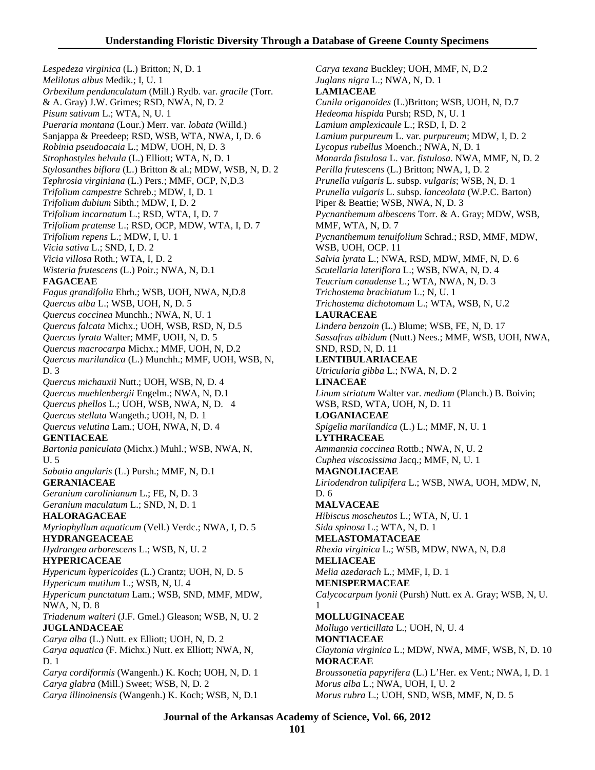*Lespedeza virginica* (L.) Britton; N, D. 1
*Melilotus albus* Medik.; I, U. 1
*Orbexilum pendunculatum* (Mill.) Rydb. var. *gracile* (Torr. & A. Gray) J.W. Grimes; RSD, NWA, N, D. 2
*Pisum sativum* L.; WTA, N, U. 1
*Pueraria montana* (Lour.) Merr. var. *lobata* (Willd.) Sanjappa & Preedeep; RSD, WSB, WTA, NWA, I, D. 6
*Robinia pseudoacaia* L.; MDW, UOH, N, D. 3
*Strophostyles helvula* (L.) Elliott; WTA, N, D. 1
*Stylosanthes biflora* (L.) Britton & al.; MDW, WSB, N, D. 2
*Tephrosia virginiana* (L.) Pers.; MMF, OCP, N,D.3
*Trifolium campestre* Schreb.; MDW, I, D. 1
*Trifolium dubium* Sibth.; MDW, I, D. 2
*Trifolium incarnatum* L.; RSD, WTA, I, D. 7
*Trifolium pratense* L.; RSD, OCP, MDW, WTA, I, D. 7
*Trifolium repens* L.; MDW, I, U. 1
*Vicia sativa* L.; SND, I, D. 2
*Vicia villosa* Roth.; WTA, I, D. 2
*Wisteria frutescens* (L.) Poir.; NWA, N, D.1

**FAGACEAE**

*Fagus grandifolia* Ehrh.; WSB, UOH, NWA, N,D.8
*Quercus alba* L.; WSB, UOH, N, D. 5
*Quercus coccinea* Munchh.; NWA, N, U. 1
*Quercus falcata* Michx.; UOH, WSB, RSD, N, D.5
*Quercus lyrata* Walter; MMF, UOH, N, D. 5
*Quercus macrocarpa* Michx.; MMF, UOH, N, D.2
*Quercus marilandica* (L.) Munchh.; MMF, UOH, WSB, N, D. 3
*Quercus michauxii* Nutt.; UOH, WSB, N, D. 4
*Quercus muehlenbergii* Engelm.; NWA, N, D.1
*Quercus phellos* L.; UOH, WSB, NWA, N, D. 4
*Quercus stellata* Wangeth.; UOH, N, D. 1
*Quercus velutina* Lam.; UOH, NWA, N, D. 4

**GENTIACEAE**

*Bartonia paniculata* (Michx.) Muhl.; WSB, NWA, N, U. 5
*Sabatia angularis* (L.) Pursh.; MMF, N, D.1

**GERANIACEAE**

*Geranium carolinianum* L.; FE, N, D. 3
*Geranium maculatum* L.; SND, N, D. 1

**HALORAGACEAE**

*Myriophyllum aquaticum* (Vell.) Verdc.; NWA, I, D. 5

**HYDRANGEACEAE**

*Hydrangea arborescens* L.; WSB, N, U. 2

**HYPERICACEAE**

*Hypericum hypericoides* (L.) Crantz; UOH, N, D. 5
*Hypericum mutilum* L.; WSB, N, U. 4
*Hypericum punctatum* Lam.; WSB, SND, MMF, MDW, NWA, N, D. 8
*Triadenum walteri* (J.F. Gmel.) Gleason; WSB, N, U. 2

**JUGLANDACEAE**

*Carya alba* (L.) Nutt. ex Elliott; UOH, N, D. 2
*Carya aquatica* (F. Michx.) Nutt. ex Elliott; NWA, N, D. 1
*Carya cordiformis* (Wangenh.) K. Koch; UOH, N, D. 1
*Carya glabra* (Mill.) Sweet; WSB, N, D. 2
*Carya illinoinensis* (Wangenh.) K. Koch; WSB, N, D.1
*Carya texana* Buckley; UOH, MMF, N, D.2
*Juglans nigra* L.; NWA, N, D. 1

**LAMIACEAE**

*Cunila origanoides* (L.)Britton; WSB, UOH, N, D.7
*Hedeoma hispida* Pursh; RSD, N, U. 1
*Lamium amplexicaule* L.; RSD, I, D. 2
*Lamium purpureum* L. var. *purpureum*; MDW, I, D. 2
*Lycopus rubellus* Moench.; NWA, N, D. 1
*Monarda fistulosa* L. var. *fistulosa*. NWA, MMF, N, D. 2
*Perilla frutescens* (L.) Britton; NWA, I, D. 2
*Prunella vulgaris* L. subsp. *vulgaris*; WSB, N, D. 1
*Prunella vulgaris* L. subsp. *lanceolata* (W.P.C. Barton) Piper & Beattie; WSB, NWA, N, D. 3
*Pycnanthemum albescens* Torr. & A. Gray; MDW, WSB, MMF, WTA, N, D. 7
*Pycnanthemum tenuifolium* Schrad.; RSD, MMF, MDW, WSB, UOH, OCP. 11
*Salvia lyrata* L.; NWA, RSD, MDW, MMF, N, D. 6
*Scutellaria lateriflora* L.; WSB, NWA, N, D. 4
*Teucrium canadense* L.; WTA, NWA, N, D. 3
*Trichostema brachiatum* L.; N, U. 1
*Trichostema dichotomum* L.; WTA, WSB, N, U.2

**LAURACEAE**

*Lindera benzoin* (L.) Blume; WSB, FE, N, D. 17
*Sassafras albidum* (Nutt.) Nees.; MMF, WSB, UOH, NWA, SND, RSD, N, D. 11

**LENTIBULARIACEAE**

*Utricularia gibba* L.; NWA, N, D. 2

**LINACEAE**

*Linum striatum* Walter var. *medium* (Planch.) B. Boivin; WSB, RSD, WTA, UOH, N, D. 11

**LOGANIACEAE**

*Spigelia marilandica* (L.) L.; MMF, N, U. 1

**LYTHRACEAE**

*Ammannia coccinea* Rottb.; NWA, N, U. 2
*Cuphea viscosissima* Jacq.; MMF, N, U. 1

**MAGNOLIACEAE**

*Liriodendron tulipifera* L.; WSB, NWA, UOH, MDW, N, D. 6

**MALVACEAE**

*Hibiscus moscheutos* L.; WTA, N, U. 1
*Sida spinosa* L.; WTA, N, D. 1

**MELASTOMATACEAE**

*Rhexia virginica* L.; WSB, MDW, NWA, N, D.8

**MELIACEAE**

*Melia azedarach* L.; MMF, I, D. 1

**MENISPERMACEAE**

*Calycocarpum lyonii* (Pursh) Nutt. ex A. Gray; WSB, N, U. 1

**MOLLUGINACEAE**

*Mollugo verticillata* L.; UOH, N, U. 4

**MONTIACEAE**

*Claytonia virginica* L.; MDW, NWA, MMF, WSB, N, D. 10

**MORACEAE**

*Broussonetia papyrifera* (L.) L'Her. ex Vent.; NWA, I, D. 1
*Morus alba* L.; NWA, UOH, I, U. 2
*Morus rubra* L.; UOH, SND, WSB, MMF, N, D. 5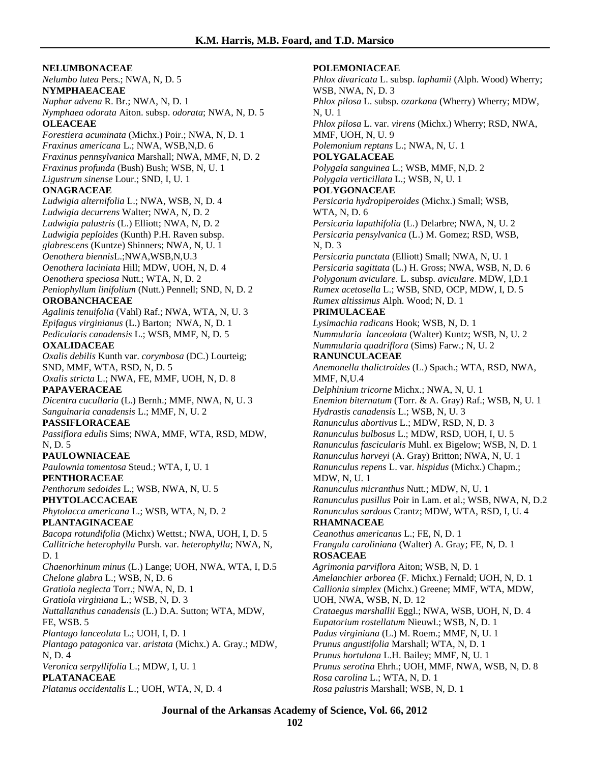**NELUMBONACEAE**
*Nelumbo lutea* Pers.; NWA, N, D. 5
**NYMPHAEACEAE**
*Nuphar advena* R. Br.; NWA, N, D. 1
*Nymphaea odorata* Aiton. subsp. *odorata*; NWA, N, D. 5
**OLEACEAE**
*Forestiera acuminata* (Michx.) Poir.; NWA, N, D. 1
*Fraxinus americana* L.; NWA, WSB,N,D. 6
*Fraxinus pennsylvanica* Marshall; NWA, MMF, N, D. 2
*Fraxinus profunda* (Bush) Bush; WSB, N, U. 1
*Ligustrum sinense* Lour.; SND, I, U. 1
**ONAGRACEAE**
*Ludwigia alternifolia* L.; NWA, WSB, N, D. 4
*Ludwigia decurrens* Walter; NWA, N, D. 2
*Ludwigia palustris* (L.) Elliott; NWA, N, D. 2
*Ludwigia peploides* (Kunth) P.H. Raven subsp. *glabrescens* (Kuntze) Shinners; NWA, N, U. 1
*Oenothera biennis*L.;NWA,WSB,N,U.3
*Oenothera laciniata* Hill; MDW, UOH, N, D. 4
*Oenothera speciosa* Nutt.; WTA, N, D. 2
*Peniophyllum linifolium* (Nutt.) Pennell; SND, N, D. 2
**OROBANCHACEAE**
*Agalinis tenuifolia* (Vahl) Raf.; NWA, WTA, N, U. 3
*Epifagus virginianus* (L.) Barton; NWA, N, D. 1
*Pedicularis canadensis* L.; WSB, MMF, N, D. 5
**OXALIDACEAE**
*Oxalis debilis* Kunth var. *corymbosa* (DC.) Lourteig; SND, MMF, WTA, RSD, N, D. 5
*Oxalis stricta* L.; NWA, FE, MMF, UOH, N, D. 8
**PAPAVERACEAE**
*Dicentra cucullaria* (L.) Bernh.; MMF, NWA, N, U. 3
*Sanguinaria canadensis* L.; MMF, N, U. 2
**PASSIFLORACEAE**
*Passiflora edulis* Sims; NWA, MMF, WTA, RSD, MDW, N, D. 5
**PAULOWNIACEAE**
*Paulownia tomentosa* Steud.; WTA, I, U. 1
**PENTHORACEAE**
*Penthorum sedoides* L.; WSB, NWA, N, U. 5
**PHYTOLACCACEAE**
*Phytolacca americana* L.; WSB, WTA, N, D. 2
**PLANTAGINACEAE**
*Bacopa rotundifolia* (Michx) Wettst.; NWA, UOH, I, D. 5
*Callitriche heterophylla* Pursh. var. *heterophylla*; NWA, N, D. 1
*Chaenorhinum minus* (L.) Lange; UOH, NWA, WTA, I, D.5
*Chelone glabra* L.; WSB, N, D. 6
*Gratiola neglecta* Torr.; NWA, N, D. 1
*Gratiola virginiana* L.; WSB, N, D. 3
*Nuttallanthus canadensis* (L.) D.A. Sutton; WTA, MDW, FE, WSB. 5
*Plantago lanceolata* L.; UOH, I, D. 1
*Plantago patagonica* var. *aristata* (Michx.) A. Gray.; MDW, N, D. 4
*Veronica serpyllifolia* L.; MDW, I, U. 1
**PLATANACEAE**
*Platanus occidentalis* L.; UOH, WTA, N, D. 4
**POLEMONIACEAE**
*Phlox divaricata* L. subsp. *laphamii* (Alph. Wood) Wherry; WSB, NWA, N, D. 3
*Phlox pilosa* L. subsp. *ozarkana* (Wherry) Wherry; MDW, N, U. 1
*Phlox pilosa* L. var. *virens* (Michx.) Wherry; RSD, NWA, MMF, UOH, N, U. 9
*Polemonium reptans* L.; NWA, N, U. 1
**POLYGALACEAE**
*Polygala sanguinea* L.; WSB, MMF, N,D. 2
*Polygala verticillata* L.; WSB, N, U. 1
**POLYGONACEAE**
*Persicaria hydropiperoides* (Michx.) Small; WSB, WTA, N, D. 6
*Persicaria lapathifolia* (L.) Delarbre; NWA, N, U. 2
*Persicaria pensylvanica* (L.) M. Gomez; RSD, WSB, N, D. 3
*Persicaria punctata* (Elliott) Small; NWA, N, U. 1
*Persicaria sagittata* (L.) H. Gross; NWA, WSB, N, D. 6
*Polygonum aviculare.* L. subsp. *aviculare*. MDW, I,D.1
*Rumex acetosella* L.; WSB, SND, OCP, MDW, I, D. 5
*Rumex altissimus* Alph. Wood; N, D. 1
**PRIMULACEAE**
*Lysimachia radicans* Hook; WSB, N, D. 1
*Nummularia lanceolata* (Walter) Kuntz; WSB, N, U. 2
*Nummularia quadriflora* (Sims) Farw.; N, U. 2
**RANUNCULACEAE**
*Anemonella thalictroides* (L.) Spach.; WTA, RSD, NWA, MMF, N,U.4
*Delphinium tricorne* Michx.; NWA, N, U. 1
*Enemion biternatum* (Torr. & A. Gray) Raf.; WSB, N, U. 1
*Hydrastis canadensis* L.; WSB, N, U. 3
*Ranunculus abortivus* L.; MDW, RSD, N, D. 3
*Ranunculus bulbosus* L.; MDW, RSD, UOH, I, U. 5
*Ranunculus fascicularis* Muhl. ex Bigelow; WSB, N, D. 1
*Ranunculus harveyi* (A. Gray) Britton; NWA, N, U. 1
*Ranunculus repens* L. var. *hispidus* (Michx.) Chapm.; MDW, N, U. 1
*Ranunculus micranthus* Nutt.; MDW, N, U. 1
*Ranunculus pusillus* Poir in Lam. et al.; WSB, NWA, N, D.2
*Ranunculus sardous* Crantz; MDW, WTA, RSD, I, U. 4
**RHAMNACEAE**
*Ceanothus americanus* L.; FE, N, D. 1
*Frangula caroliniana* (Walter) A. Gray; FE, N, D. 1
**ROSACEAE**
*Agrimonia parviflora* Aiton; WSB, N, D. 1
*Amelanchier arborea* (F. Michx.) Fernald; UOH, N, D. 1
*Callionia simplex* (Michx.) Greene; MMF, WTA, MDW, UOH, NWA, WSB, N, D. 12
*Crataegus marshallii* Eggl.; NWA, WSB, UOH, N, D. 4
*Eupatorium rostellatum* Nieuwl.; WSB, N, D. 1
*Padus virginiana* (L.) M. Roem.; MMF, N, U. 1
*Prunus angustifolia* Marshall; WTA, N, D. 1
*Prunus hortulana* L.H. Bailey; MMF, N, U. 1
*Prunus serotina* Ehrh.; UOH, MMF, NWA, WSB, N, D. 8
*Rosa carolina* L.; WTA, N, D. 1
*Rosa palustris* Marshall; WSB, N, D. 1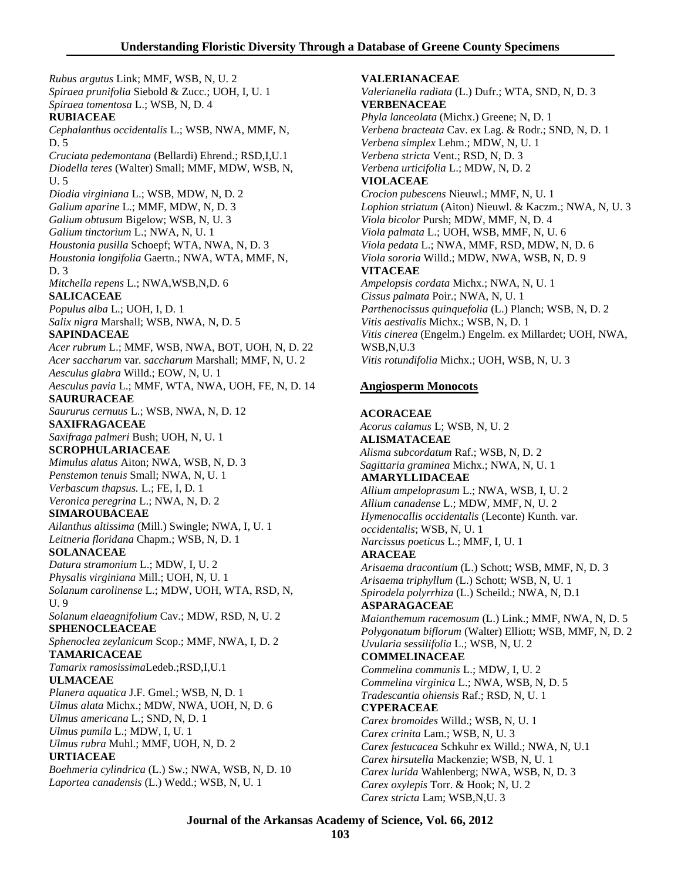*Rubus argutus* Link; MMF, WSB, N, U. 2
*Spiraea prunifolia* Siebold & Zucc.; UOH, I, U. 1
*Spiraea tomentosa* L.; WSB, N, D. 4
**RUBIACEAE**
*Cephalanthus occidentalis* L.; WSB, NWA, MMF, N, D. 5
*Cruciata pedemontana* (Bellardi) Ehrend.; RSD,I,U.1
*Diodella teres* (Walter) Small; MMF, MDW, WSB, N, U. 5
*Diodia virginiana* L.; WSB, MDW, N, D. 2
*Galium aparine* L.; MMF, MDW, N, D. 3
*Galium obtusum* Bigelow; WSB, N, U. 3
*Galium tinctorium* L.; NWA, N, U. 1
*Houstonia pusilla* Schoepf; WTA, NWA, N, D. 3
*Houstonia longifolia* Gaertn.; NWA, WTA, MMF, N, D. 3
*Mitchella repens* L.; NWA,WSB,N,D. 6
**SALICACEAE**
*Populus alba* L.; UOH, I, D. 1
*Salix nigra* Marshall; WSB, NWA, N, D. 5
**SAPINDACEAE**
*Acer rubrum* L.; MMF, WSB, NWA, BOT, UOH, N, D. 22
*Acer saccharum* var. *saccharum* Marshall; MMF, N, U. 2
*Aesculus glabra* Willd.; EOW, N, U. 1
*Aesculus pavia* L.; MMF, WTA, NWA, UOH, FE, N, D. 14
**SAURURACEAE**
*Saururus cernuus* L.; WSB, NWA, N, D. 12
**SAXIFRAGACEAE**
*Saxifraga palmeri* Bush; UOH, N, U. 1
**SCROPHULARIACEAE**
*Mimulus alatus* Aiton; NWA, WSB, N, D. 3
*Penstemon tenuis* Small; NWA, N, U. 1
*Verbascum thapsus.* L.; FE, I, D. 1
*Veronica peregrina* L.; NWA, N, D. 2
**SIMAROUBACEAE**
*Ailanthus altissima* (Mill.) Swingle; NWA, I, U. 1
*Leitneria floridana* Chapm.; WSB, N, D. 1
**SOLANACEAE**
*Datura stramonium* L.; MDW, I, U. 2
*Physalis virginiana* Mill.; UOH, N, U. 1
*Solanum carolinense* L.; MDW, UOH, WTA, RSD, N, U. 9
*Solanum elaeagnifolium* Cav.; MDW, RSD, N, U. 2
**SPHENOCLEACEAE**
*Sphenoclea zeylanicum* Scop.; MMF, NWA, I, D. 2
**TAMARICACEAE**
*Tamarix ramosissima*Ledeb.;RSD,I,U.1
**ULMACEAE**
*Planera aquatica* J.F. Gmel.; WSB, N, D. 1
*Ulmus alata* Michx.; MDW, NWA, UOH, N, D. 6
*Ulmus americana* L.; SND, N, D. 1
*Ulmus pumila* L.; MDW, I, U. 1
*Ulmus rubra* Muhl.; MMF, UOH, N, D. 2
**URTIACEAE**
*Boehmeria cylindrica* (L.) Sw.; NWA, WSB, N, D. 10
*Laportea canadensis* (L.) Wedd.; WSB, N, U. 1
**VALERIANACEAE**
*Valerianella radiata* (L.) Dufr.; WTA, SND, N, D. 3
**VERBENACEAE**
*Phyla lanceolata* (Michx.) Greene; N, D. 1
*Verbena bracteata* Cav. ex Lag. & Rodr.; SND, N, D. 1
*Verbena simplex* Lehm.; MDW, N, U. 1
*Verbena stricta* Vent.; RSD, N, D. 3
*Verbena urticifolia* L.; MDW, N, D. 2
**VIOLACEAE**
*Crocion pubescens* Nieuwl.; MMF, N, U. 1
*Lophion striatum* (Aiton) Nieuwl. & Kaczm.; NWA, N, U. 3
*Viola bicolor* Pursh; MDW, MMF, N, D. 4
*Viola palmata* L.; UOH, WSB, MMF, N, U. 6
*Viola pedata* L.; NWA, MMF, RSD, MDW, N, D. 6
*Viola sororia* Willd.; MDW, NWA, WSB, N, D. 9
**VITACEAE**
*Ampelopsis cordata* Michx.; NWA, N, U. 1
*Cissus palmata* Poir.; NWA, N, U. 1
*Parthenocissus quinquefolia* (L.) Planch; WSB, N, D. 2
*Vitis aestivalis* Michx.; WSB, N, D. 1
*Vitis cinerea* (Engelm.) Engelm. ex Millardet; UOH, NWA, WSB,N,U.3
*Vitis rotundifolia* Michx.; UOH, WSB, N, U. 3

## Angiosperm Monocots

**ACORACEAE**
*Acorus calamus* L; WSB, N, U. 2
**ALISMATACEAE**
*Alisma subcordatum* Raf.; WSB, N, D. 2
*Sagittaria graminea* Michx.; NWA, N, U. 1
**AMARYLLIDACEAE**
*Allium ampeloprasum* L.; NWA, WSB, I, U. 2
*Allium canadense* L.; MDW, MMF, N, U. 2
*Hymenocallis occidentalis* (Leconte) Kunth. var. *occidentalis*; WSB, N, U. 1
*Narcissus poeticus* L.; MMF, I, U. 1
**ARACEAE**
*Arisaema dracontium* (L.) Schott; WSB, MMF, N, D. 3
*Arisaema triphyllum* (L.) Schott; WSB, N, U. 1
*Spirodela polyrrhiza* (L.) Scheild.; NWA, N, D.1
**ASPARAGACEAE**
*Maianthemum racemosum* (L.) Link.; MMF, NWA, N, D. 5
*Polygonatum biflorum* (Walter) Elliott; WSB, MMF, N, D. 2
*Uvularia sessilifolia* L.; WSB, N, U. 2
**COMMELINACEAE**
*Commelina communis* L.; MDW, I, U. 2
*Commelina virginica* L.; NWA, WSB, N, D. 5
*Tradescantia ohiensis* Raf.; RSD, N, U. 1
**CYPERACEAE**
*Carex bromoides* Willd.; WSB, N, U. 1
*Carex crinita* Lam.; WSB, N, U. 3
*Carex festucacea* Schkuhr ex Willd.; NWA, N, U.1
*Carex hirsutella* Mackenzie; WSB, N, U. 1
*Carex lurida* Wahlenberg; NWA, WSB, N, D. 3
*Carex oxylepis* Torr. & Hook; N, U. 2
*Carex stricta* Lam; WSB,N,U. 3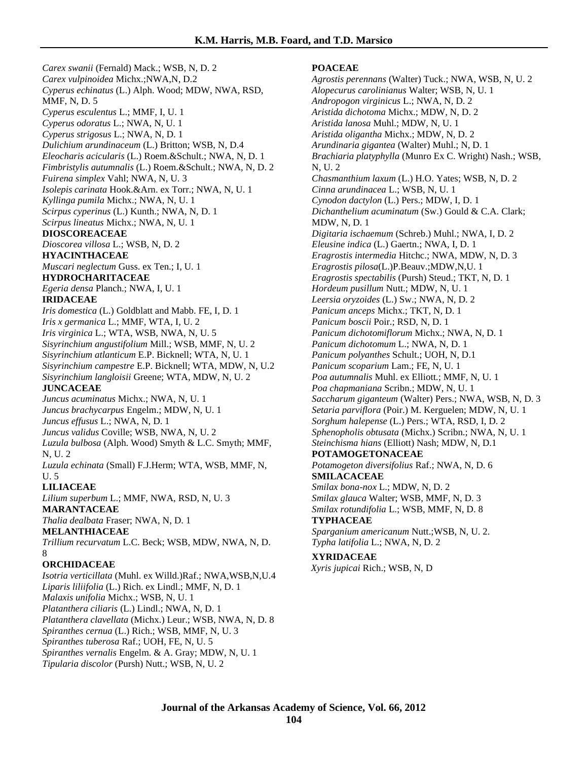*Carex swanii* (Fernald) Mack.; WSB, N, D. 2
*Carex vulpinoidea* Michx.;NWA,N, D.2
*Cyperus echinatus* (L.) Alph. Wood; MDW, NWA, RSD, MMF, N, D. 5
*Cyperus esculentus* L.; MMF, I, U. 1
*Cyperus odoratus* L.; NWA, N, U. 1
*Cyperus strigosus* L.; NWA, N, D. 1
*Dulichium arundinaceum* (L.) Britton; WSB, N, D.4
*Eleocharis acicularis* (L.) Roem.&Schult.; NWA, N, D. 1
*Fimbristylis autumnalis* (L.) Roem.&Schult.; NWA, N, D. 2
*Fuirena simplex* Vahl; NWA, N, U. 3
*Isolepis carinata* Hook.&Arn. ex Torr.; NWA, N, U. 1
*Kyllinga pumila* Michx.; NWA, N, U. 1
*Scirpus cyperinus* (L.) Kunth.; NWA, N, D. 1
*Scirpus lineatus* Michx.; NWA, N, U. 1

**DIOSCOREACEAE**

*Dioscorea villosa* L.; WSB, N, D. 2

**HYACINTHACEAE**

*Muscari neglectum* Guss. ex Ten.; I, U. 1

**HYDROCHARITACEAE**

*Egeria densa* Planch.; NWA, I, U. 1

**IRIDACEAE**

*Iris domestica* (L.) Goldblatt and Mabb. FE, I, D. 1
*Iris x germanica* L.; MMF, WTA, I, U. 2
*Iris virginica* L.; WTA, WSB, NWA, N, U. 5
*Sisyrinchium angustifolium* Mill.; WSB, MMF, N, U. 2
*Sisyrinchium atlanticum* E.P. Bicknell; WTA, N, U. 1
*Sisyrinchium campestre* E.P. Bicknell; WTA, MDW, N, U.2
*Sisyrinchium langloisii* Greene; WTA, MDW, N, U. 2

**JUNCACEAE**

*Juncus acuminatus* Michx.; NWA, N, U. 1
*Juncus brachycarpus* Engelm.; MDW, N, U. 1
*Juncus effusus* L.; NWA, N, D. 1
*Juncus validus* Coville; WSB, NWA, N, U. 2
*Luzula bulbosa* (Alph. Wood) Smyth & L.C. Smyth; MMF, N, U. 2
*Luzula echinata* (Small) F.J.Herm; WTA, WSB, MMF, N, U. 5

**LILIACEAE**

*Lilium superbum* L.; MMF, NWA, RSD, N, U. 3

**MARANTACEAE**

*Thalia dealbata* Fraser; NWA, N, D. 1

**MELANTHIACEAE**

*Trillium recurvatum* L.C. Beck; WSB, MDW, NWA, N, D. 8

**ORCHIDACEAE**

*Isotria verticillata* (Muhl. ex Willd.)Raf.; NWA,WSB,N,U.4
*Liparis liliifolia* (L.) Rich. ex Lindl.; MMF, N, D. 1
*Malaxis unifolia* Michx.; WSB, N, U. 1
*Platanthera ciliaris* (L.) Lindl.; NWA, N, D. 1
*Platanthera clavellata* (Michx.) Leur.; WSB, NWA, N, D. 8
*Spiranthes cernua* (L.) Rich.; WSB, MMF, N, U. 3
*Spiranthes tuberosa* Raf.; UOH, FE, N, U. 5
*Spiranthes vernalis* Engelm. & A. Gray; MDW, N, U. 1
*Tipularia discolor* (Pursh) Nutt.; WSB, N, U. 2

**POACEAE**

*Agrostis perennans* (Walter) Tuck.; NWA, WSB, N, U. 2
*Alopecurus carolinianus* Walter; WSB, N, U. 1
*Andropogon virginicus* L.; NWA, N, D. 2
*Aristida dichotoma* Michx.; MDW, N, D. 2
*Aristida lanosa* Muhl.; MDW, N, U. 1
*Aristida oligantha* Michx.; MDW, N, D. 2
*Arundinaria gigantea* (Walter) Muhl.; N, D. 1
*Brachiaria platyphylla* (Munro Ex C. Wright) Nash.; WSB, N, U. 2
*Chasmanthium laxum* (L.) H.O. Yates; WSB, N, D. 2
*Cinna arundinacea* L.; WSB, N, U. 1
*Cynodon dactylon* (L.) Pers.; MDW, I, D. 1
*Dichanthelium acuminatum* (Sw.) Gould & C.A. Clark; MDW, N, D. 1
*Digitaria ischaemum* (Schreb.) Muhl.; NWA, I, D. 2
*Eleusine indica* (L.) Gaertn.; NWA, I, D. 1
*Eragrostis intermedia* Hitchc.; NWA, MDW, N, D. 3
*Eragrostis pilosa*(L.)P.Beauv.;MDW,N,U. 1
*Eragrostis spectabilis* (Pursh) Steud.; TKT, N, D. 1
*Hordeum pusillum* Nutt.; MDW, N, U. 1
*Leersia oryzoides* (L.) Sw.; NWA, N, D. 2
*Panicum anceps* Michx.; TKT, N, D. 1
*Panicum boscii* Poir.; RSD, N, D. 1
*Panicum dichotomiflorum* Michx.; NWA, N, D. 1
*Panicum dichotomum* L.; NWA, N, D. 1
*Panicum polyanthes* Schult.; UOH, N, D.1
*Panicum scoparium* Lam.; FE, N, U. 1
*Poa autumnalis* Muhl. ex Elliott.; MMF, N, U. 1
*Poa chapmaniana* Scribn.; MDW, N, U. 1
*Saccharum giganteum* (Walter) Pers.; NWA, WSB, N, D. 3
*Setaria parviflora* (Poir.) M. Kerguelen; MDW, N, U. 1
*Sorghum halepense* (L.) Pers.; WTA, RSD, I, D. 2
*Sphenopholis obtusata* (Michx.) Scribn.; NWA, N, U. 1
*Steinchisma hians* (Elliott) Nash; MDW, N, D.1

**POTAMOGETONACEAE**

*Potamogeton diversifolius* Raf.; NWA, N, D. 6

**SMILACACEAE**

*Smilax bona-nox* L.; MDW, N, D. 2
*Smilax glauca* Walter; WSB, MMF, N, D. 3
*Smilax rotundifolia* L.; WSB, MMF, N, D. 8

**TYPHACEAE**

*Sparganium americanum* Nutt.;WSB, N, U. 2.
*Typha latifolia* L.; NWA, N, D. 2

**XYRIDACEAE**

*Xyris jupicai* Rich.; WSB, N, D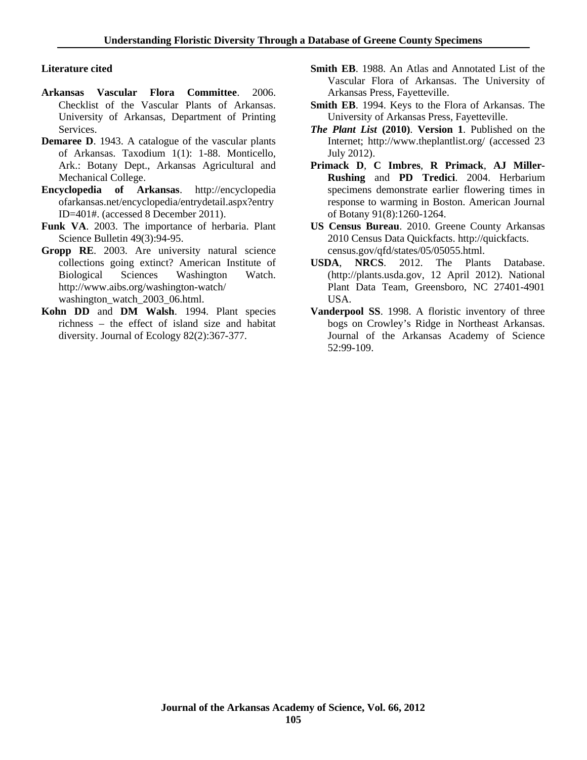## Literature cited

**Arkansas Vascular Flora Committee**. 2006. Checklist of the Vascular Plants of Arkansas. University of Arkansas, Department of Printing Services.

**Demaree D**. 1943. A catalogue of the vascular plants of Arkansas. Taxodium 1(1): 1-88. Monticello, Ark.: Botany Dept., Arkansas Agricultural and Mechanical College.

**Encyclopedia of Arkansas**. http://encyclopediaofarkansas.net/encyclopedia/entrydetail.aspx?entryID=401#. (accessed 8 December 2011).

**Funk VA**. 2003. The importance of herbaria. Plant Science Bulletin 49(3):94-95.

**Gropp RE**. 2003. Are university natural science collections going extinct? American Institute of Biological Sciences Washington Watch. http://www.aibs.org/washington-watch/washington_watch_2003_06.html.

**Kohn DD** and **DM Walsh**. 1994. Plant species richness – the effect of island size and habitat diversity. Journal of Ecology 82(2):367-377.

**Smith EB**. 1988. An Atlas and Annotated List of the Vascular Flora of Arkansas. The University of Arkansas Press, Fayetteville.

**Smith EB**. 1994. Keys to the Flora of Arkansas. The University of Arkansas Press, Fayetteville.

***The Plant List* (2010)**. **Version 1**. Published on the Internet; http://www.theplantlist.org/ (accessed 23 July 2012).

**Primack D**, **C Imbres**, **R Primack**, **AJ Miller-Rushing** and **PD Tredici**. 2004. Herbarium specimens demonstrate earlier flowering times in response to warming in Boston. American Journal of Botany 91(8):1260-1264.

**US Census Bureau**. 2010. Greene County Arkansas 2010 Census Data Quickfacts. http://quickfacts.census.gov/qfd/states/05/05055.html.

**USDA**, **NRCS**. 2012. The Plants Database. (http://plants.usda.gov, 12 April 2012). National Plant Data Team, Greensboro, NC 27401-4901 USA.

**Vanderpool SS**. 1998. A floristic inventory of three bogs on Crowley's Ridge in Northeast Arkansas. Journal of the Arkansas Academy of Science 52:99-109.